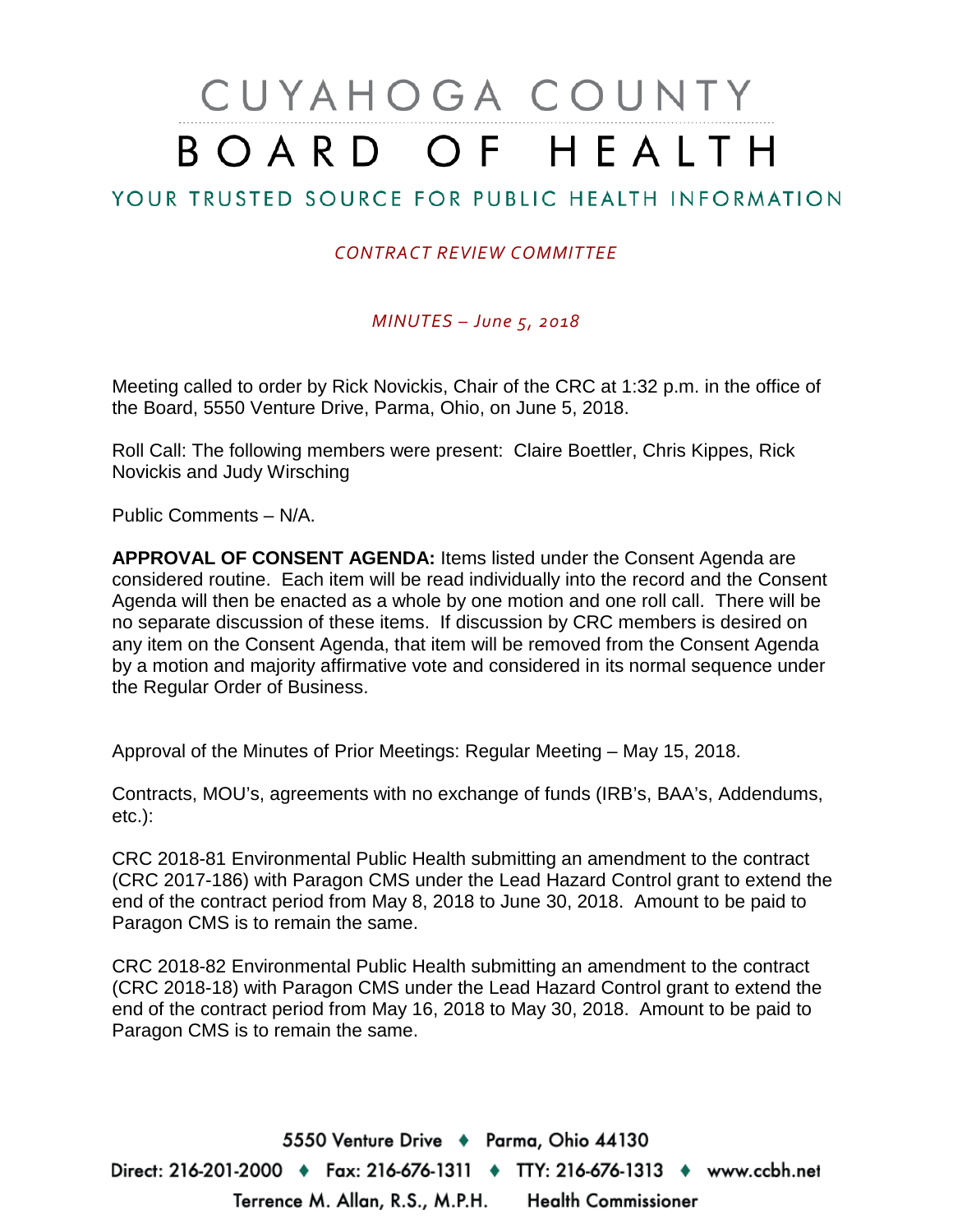# CUYAHOGA COUNTY BOARD OF HEALTH

## YOUR TRUSTED SOURCE FOR PUBLIC HEALTH INFORMATION

*CONTRACT REVIEW COMMITTEE*

*MINUTES – June 5, 2018*

Meeting called to order by Rick Novickis, Chair of the CRC at 1:32 p.m. in the office of the Board, 5550 Venture Drive, Parma, Ohio, on June 5, 2018.

Roll Call: The following members were present: Claire Boettler, Chris Kippes, Rick Novickis and Judy Wirsching

Public Comments – N/A.

**APPROVAL OF CONSENT AGENDA:** Items listed under the Consent Agenda are considered routine. Each item will be read individually into the record and the Consent Agenda will then be enacted as a whole by one motion and one roll call. There will be no separate discussion of these items. If discussion by CRC members is desired on any item on the Consent Agenda, that item will be removed from the Consent Agenda by a motion and majority affirmative vote and considered in its normal sequence under the Regular Order of Business.

Approval of the Minutes of Prior Meetings: Regular Meeting – May 15, 2018.

Contracts, MOU's, agreements with no exchange of funds (IRB's, BAA's, Addendums, etc.):

CRC 2018-81 Environmental Public Health submitting an amendment to the contract (CRC 2017-186) with Paragon CMS under the Lead Hazard Control grant to extend the end of the contract period from May 8, 2018 to June 30, 2018. Amount to be paid to Paragon CMS is to remain the same.

CRC 2018-82 Environmental Public Health submitting an amendment to the contract (CRC 2018-18) with Paragon CMS under the Lead Hazard Control grant to extend the end of the contract period from May 16, 2018 to May 30, 2018. Amount to be paid to Paragon CMS is to remain the same.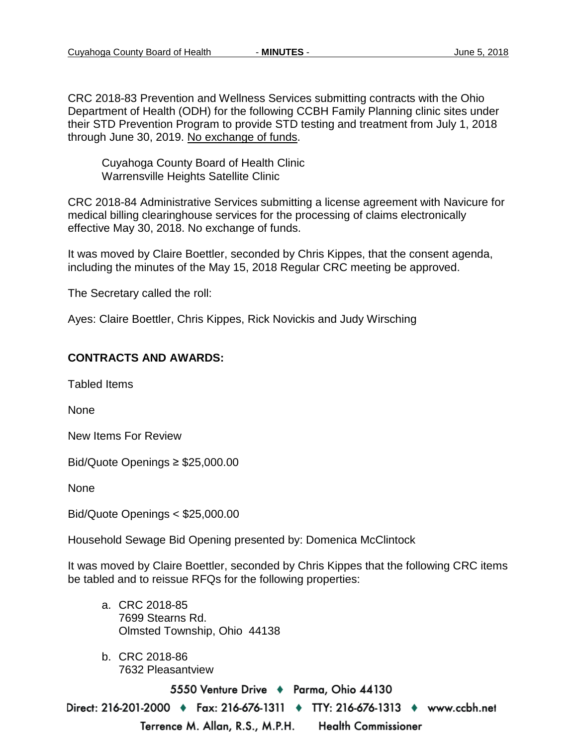CRC 2018-83 Prevention and Wellness Services submitting contracts with the Ohio Department of Health (ODH) for the following CCBH Family Planning clinic sites under their STD Prevention Program to provide STD testing and treatment from July 1, 2018 through June 30, 2019. No exchange of funds.

Cuyahoga County Board of Health Clinic
Warrensville Heights Satellite Clinic

CRC 2018-84 Administrative Services submitting a license agreement with Navicure for medical billing clearinghouse services for the processing of claims electronically effective May 30, 2018. No exchange of funds.

It was moved by Claire Boettler, seconded by Chris Kippes, that the consent agenda, including the minutes of the May 15, 2018 Regular CRC meeting be approved.

The Secretary called the roll:

Ayes: Claire Boettler, Chris Kippes, Rick Novickis and Judy Wirsching

**CONTRACTS AND AWARDS:**

Tabled Items

None

New Items For Review

Bid/Quote Openings ≥ $25,000.00

None

Bid/Quote Openings < $25,000.00

Household Sewage Bid Opening presented by: Domenica McClintock

It was moved by Claire Boettler, seconded by Chris Kippes that the following CRC items be tabled and to reissue RFQs for the following properties:

a. CRC 2018-85
   7699 Stearns Rd.
   Olmsted Township, Ohio 44138

b. CRC 2018-86
   7632 Pleasantview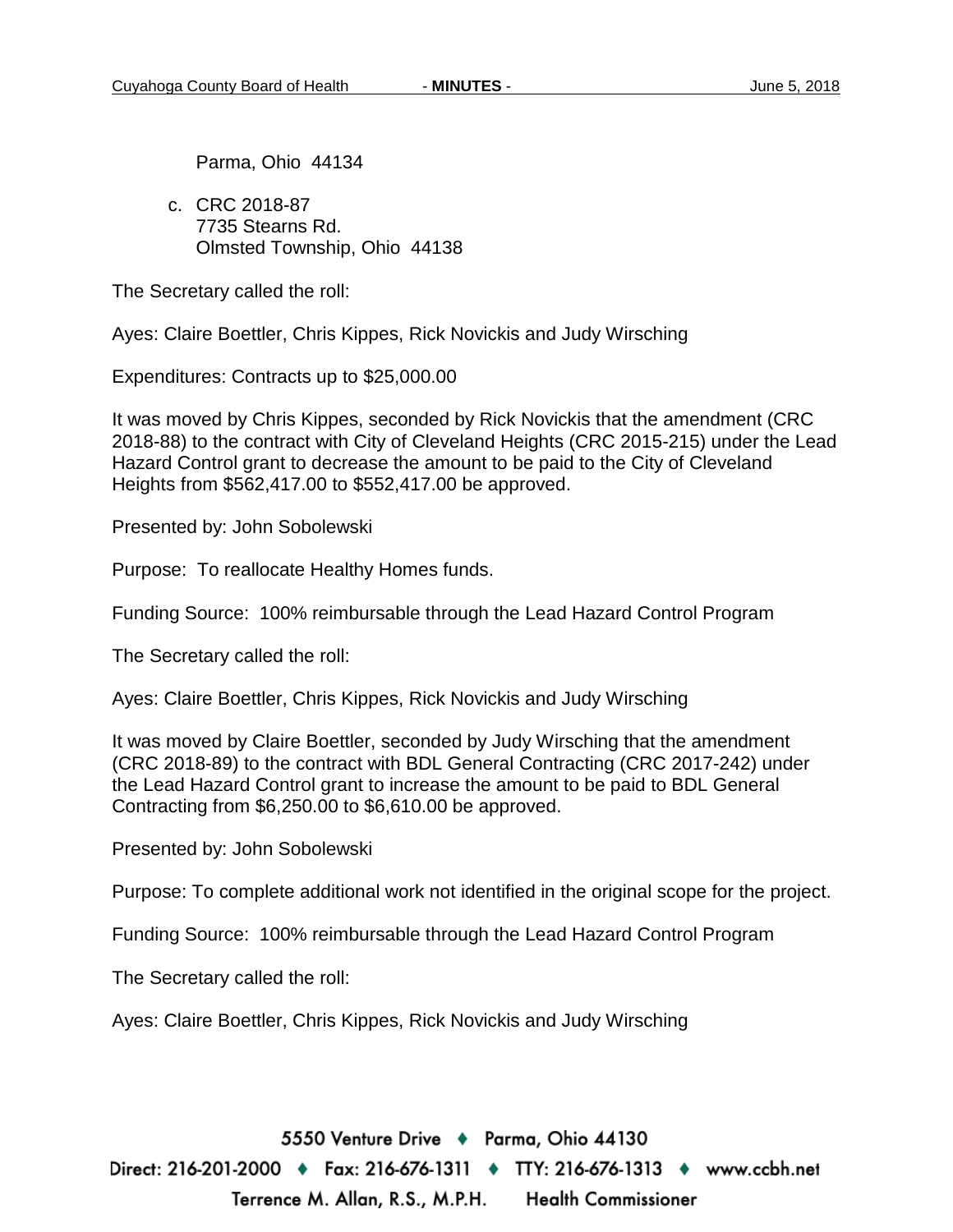Parma, Ohio 44134

c. CRC 2018-87
   7735 Stearns Rd.
   Olmsted Township, Ohio 44138

The Secretary called the roll:

Ayes: Claire Boettler, Chris Kippes, Rick Novickis and Judy Wirsching

Expenditures: Contracts up to $25,000.00

It was moved by Chris Kippes, seconded by Rick Novickis that the amendment (CRC 2018-88) to the contract with City of Cleveland Heights (CRC 2015-215) under the Lead Hazard Control grant to decrease the amount to be paid to the City of Cleveland Heights from $562,417.00 to $552,417.00 be approved.

Presented by: John Sobolewski

Purpose: To reallocate Healthy Homes funds.

Funding Source: 100% reimbursable through the Lead Hazard Control Program

The Secretary called the roll:

Ayes: Claire Boettler, Chris Kippes, Rick Novickis and Judy Wirsching

It was moved by Claire Boettler, seconded by Judy Wirsching that the amendment (CRC 2018-89) to the contract with BDL General Contracting (CRC 2017-242) under the Lead Hazard Control grant to increase the amount to be paid to BDL General Contracting from $6,250.00 to $6,610.00 be approved.

Presented by: John Sobolewski

Purpose: To complete additional work not identified in the original scope for the project.

Funding Source: 100% reimbursable through the Lead Hazard Control Program

The Secretary called the roll:

Ayes: Claire Boettler, Chris Kippes, Rick Novickis and Judy Wirsching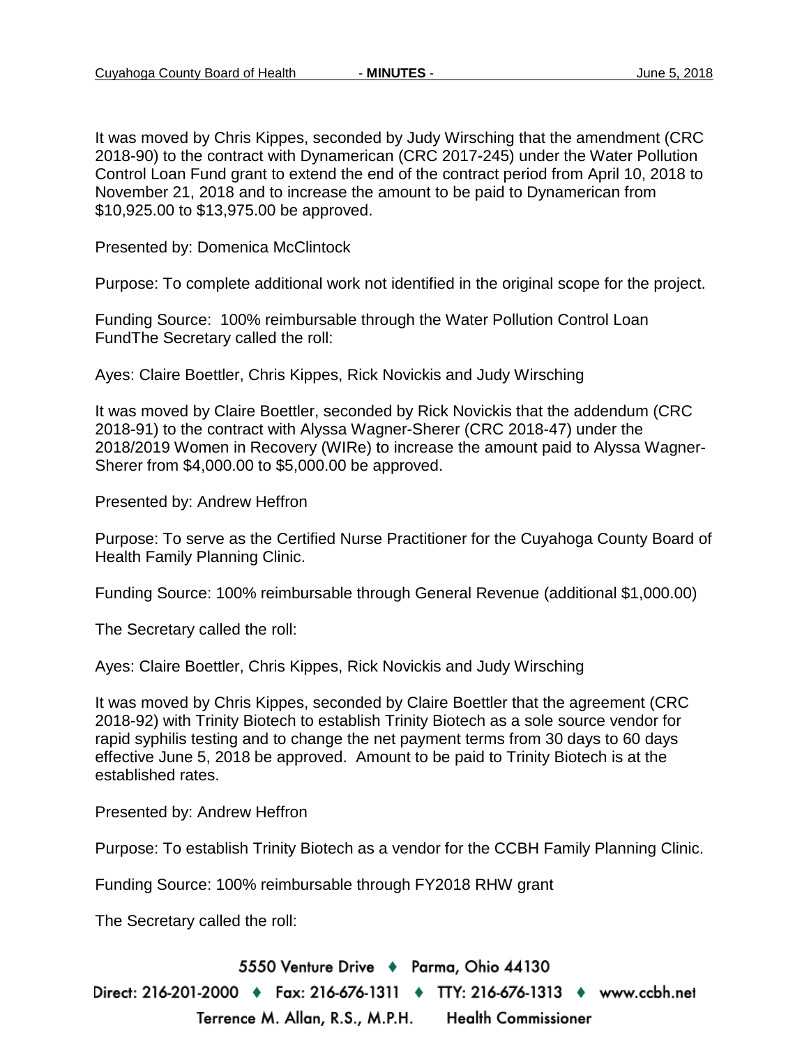It was moved by Chris Kippes, seconded by Judy Wirsching that the amendment (CRC 2018-90) to the contract with Dynamerican (CRC 2017-245) under the Water Pollution Control Loan Fund grant to extend the end of the contract period from April 10, 2018 to November 21, 2018 and to increase the amount to be paid to Dynamerican from $10,925.00 to $13,975.00 be approved.

Presented by: Domenica McClintock

Purpose: To complete additional work not identified in the original scope for the project.

Funding Source: 100% reimbursable through the Water Pollution Control Loan FundThe Secretary called the roll:

Ayes: Claire Boettler, Chris Kippes, Rick Novickis and Judy Wirsching

It was moved by Claire Boettler, seconded by Rick Novickis that the addendum (CRC 2018-91) to the contract with Alyssa Wagner-Sherer (CRC 2018-47) under the 2018/2019 Women in Recovery (WIRe) to increase the amount paid to Alyssa Wagner-Sherer from $4,000.00 to $5,000.00 be approved.

Presented by: Andrew Heffron

Purpose: To serve as the Certified Nurse Practitioner for the Cuyahoga County Board of Health Family Planning Clinic.

Funding Source: 100% reimbursable through General Revenue (additional $1,000.00)

The Secretary called the roll:

Ayes: Claire Boettler, Chris Kippes, Rick Novickis and Judy Wirsching

It was moved by Chris Kippes, seconded by Claire Boettler that the agreement (CRC 2018-92) with Trinity Biotech to establish Trinity Biotech as a sole source vendor for rapid syphilis testing and to change the net payment terms from 30 days to 60 days effective June 5, 2018 be approved. Amount to be paid to Trinity Biotech is at the established rates.

Presented by: Andrew Heffron

Purpose: To establish Trinity Biotech as a vendor for the CCBH Family Planning Clinic.

Funding Source: 100% reimbursable through FY2018 RHW grant

The Secretary called the roll: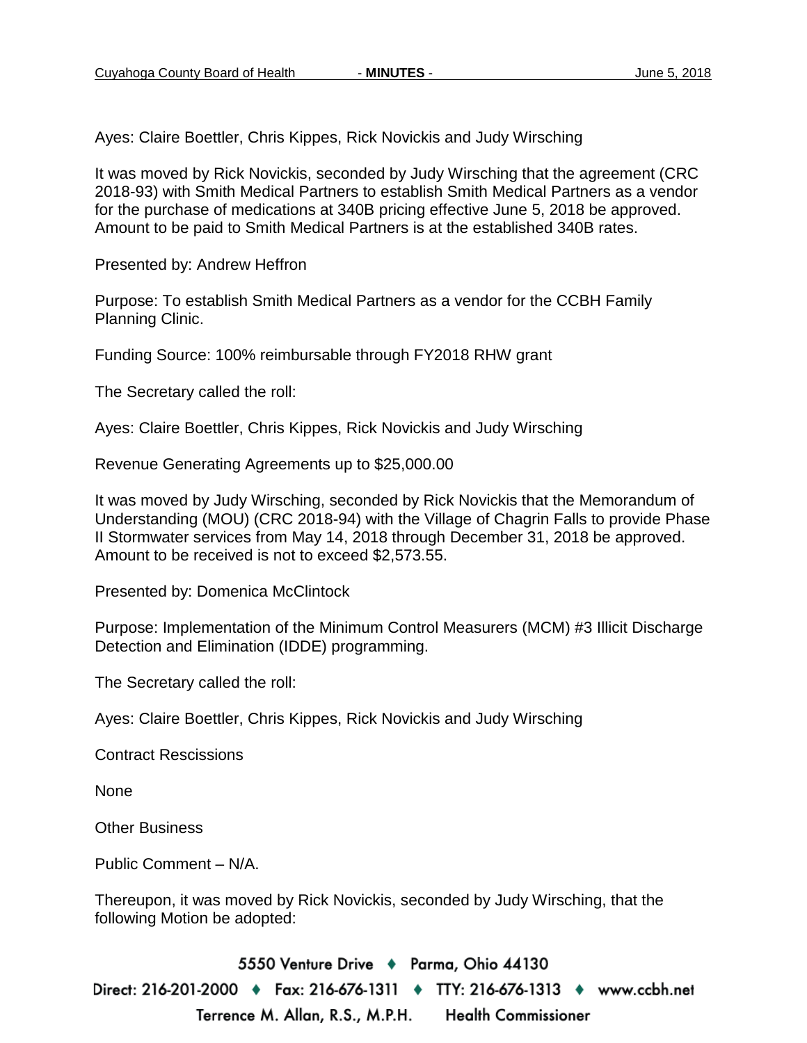Ayes: Claire Boettler, Chris Kippes, Rick Novickis and Judy Wirsching

It was moved by Rick Novickis, seconded by Judy Wirsching that the agreement (CRC 2018-93) with Smith Medical Partners to establish Smith Medical Partners as a vendor for the purchase of medications at 340B pricing effective June 5, 2018 be approved. Amount to be paid to Smith Medical Partners is at the established 340B rates.

Presented by: Andrew Heffron

Purpose: To establish Smith Medical Partners as a vendor for the CCBH Family Planning Clinic.

Funding Source: 100% reimbursable through FY2018 RHW grant

The Secretary called the roll:

Ayes: Claire Boettler, Chris Kippes, Rick Novickis and Judy Wirsching

Revenue Generating Agreements up to $25,000.00

It was moved by Judy Wirsching, seconded by Rick Novickis that the Memorandum of Understanding (MOU) (CRC 2018-94) with the Village of Chagrin Falls to provide Phase II Stormwater services from May 14, 2018 through December 31, 2018 be approved. Amount to be received is not to exceed $2,573.55.

Presented by: Domenica McClintock

Purpose: Implementation of the Minimum Control Measurers (MCM) #3 Illicit Discharge Detection and Elimination (IDDE) programming.

The Secretary called the roll:

Ayes: Claire Boettler, Chris Kippes, Rick Novickis and Judy Wirsching

Contract Rescissions

None

Other Business

Public Comment – N/A.

Thereupon, it was moved by Rick Novickis, seconded by Judy Wirsching, that the following Motion be adopted: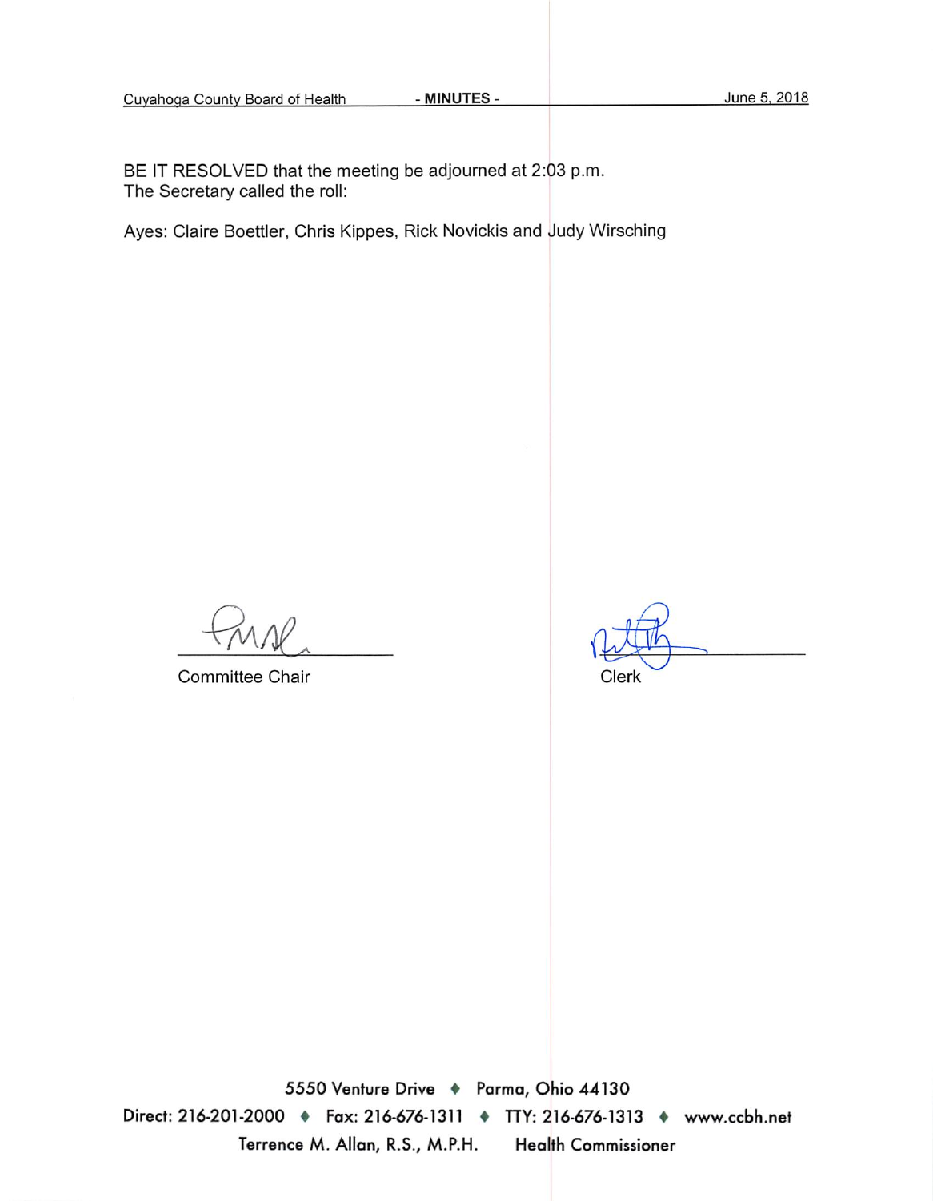BE IT RESOLVED that the meeting be adjourned at 2:03 p.m.
The Secretary called the roll:

Ayes: Claire Boettler, Chris Kippes, Rick Novickis and Judy Wirsching

Committee Chair

Clerk

5550 Venture Drive ♦ Parma, Ohio 44130

Direct: 216-201-2000 ♦ Fax: 216-676-1311 ♦ TTY: 216-676-1313 ♦ www.ccbh.net

Terrence M. Allan, R.S., M.P.H. Health Commissioner